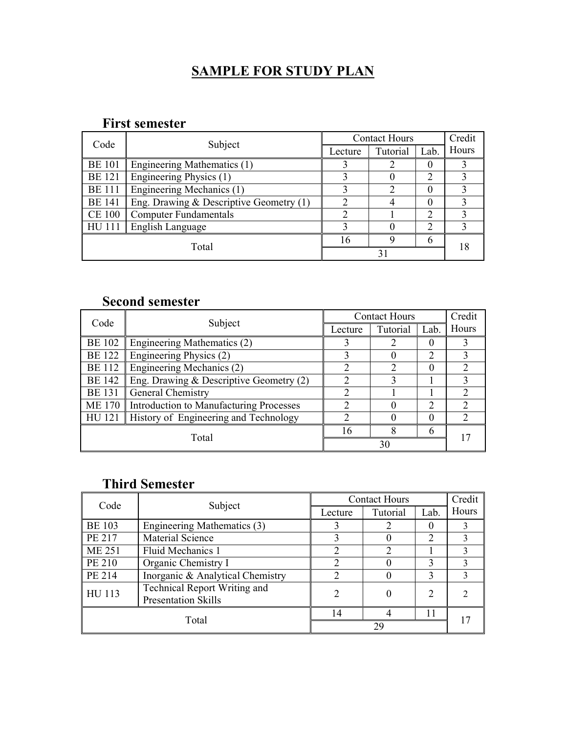# SAMPLE FOR STUDY PLAN

## First semester

| Code | Subject | Contact Hours | | | Credit Hours |
|---|---|---|---|---|---|
| | | Lecture | Tutorial | Lab. | |
| BE 101 | Engineering Mathematics (1) | 3 | 2 | 0 | 3 |
| BE 121 | Engineering Physics (1) | 3 | 0 | 2 | 3 |
| BE 111 | Engineering Mechanics (1) | 3 | 2 | 0 | 3 |
| BE 141 | Eng. Drawing & Descriptive Geometry (1) | 2 | 4 | 0 | 3 |
| CE 100 | Computer Fundamentals | 2 | 1 | 2 | 3 |
| HU 111 | English Language | 3 | 0 | 2 | 3 |
| Total | | 16 | 9 | 6 | 18 |
| | | 31 | | | |

## Second semester

| Code | Subject | Contact Hours | | | Credit Hours |
|---|---|---|---|---|---|
| | | Lecture | Tutorial | Lab. | |
| BE 102 | Engineering Mathematics (2) | 3 | 2 | 0 | 3 |
| BE 122 | Engineering Physics (2) | 3 | 0 | 2 | 3 |
| BE 112 | Engineering Mechanics (2) | 2 | 2 | 0 | 2 |
| BE 142 | Eng. Drawing & Descriptive Geometry (2) | 2 | 3 | 1 | 3 |
| BE 131 | General Chemistry | 2 | 1 | 1 | 2 |
| ME 170 | Introduction to Manufacturing Processes | 2 | 0 | 2 | 2 |
| HU 121 | History of Engineering and Technology | 2 | 0 | 0 | 2 |
| Total | | 16 | 8 | 6 | 17 |
| | | 30 | | | |

## Third Semester

| Code | Subject | Contact Hours | | | Credit Hours |
|---|---|---|---|---|---|
| | | Lecture | Tutorial | Lab. | |
| BE 103 | Engineering Mathematics (3) | 3 | 2 | 0 | 3 |
| PE 217 | Material Science | 3 | 0 | 2 | 3 |
| ME 251 | Fluid Mechanics 1 | 2 | 2 | 1 | 3 |
| PE 210 | Organic Chemistry I | 2 | 0 | 3 | 3 |
| PE 214 | Inorganic & Analytical Chemistry | 2 | 0 | 3 | 3 |
| HU 113 | Technical Report Writing and Presentation Skills | 2 | 0 | 2 | 2 |
| Total | | 14 | 4 | 11 | 17 |
| | | 29 | | | |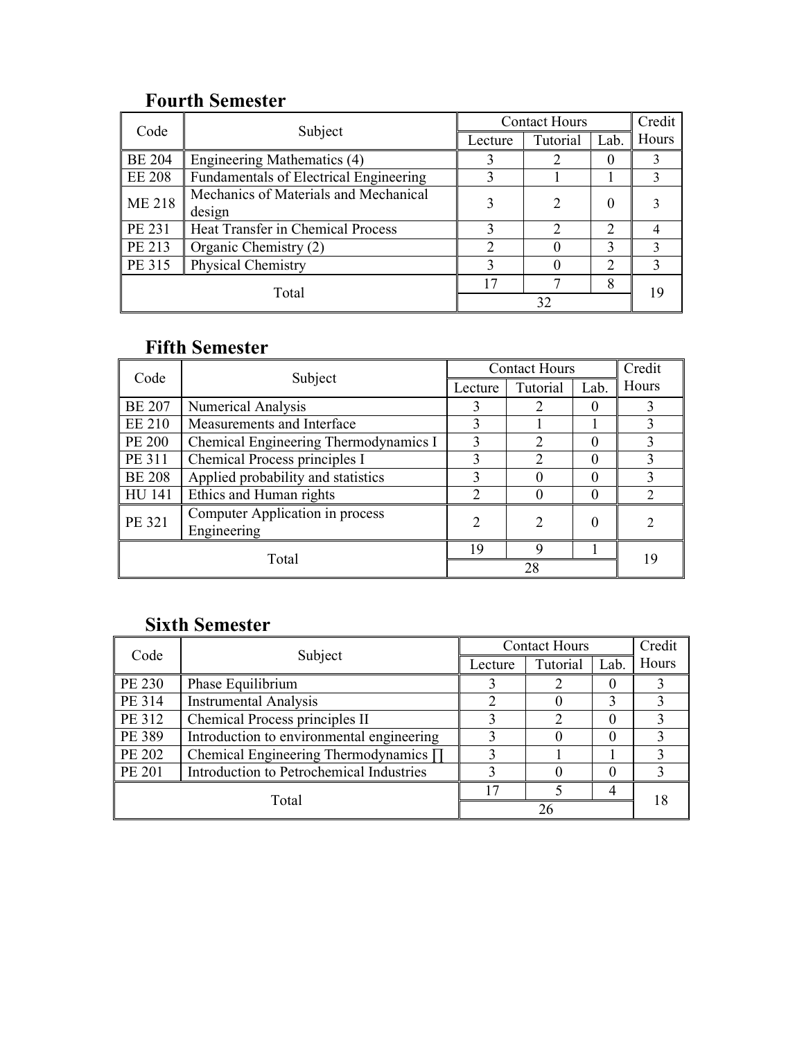## Fourth Semester

| Code | Subject | Contact Hours | | | Credit Hours |
|---|---|---|---|---|---|
| | | Lecture | Tutorial | Lab. | |
| BE 204 | Engineering Mathematics (4) | 3 | 2 | 0 | 3 |
| EE 208 | Fundamentals of Electrical Engineering | 3 | 1 | 1 | 3 |
| ME 218 | Mechanics of Materials and Mechanical design | 3 | 2 | 0 | 3 |
| PE 231 | Heat Transfer in Chemical Process | 3 | 2 | 2 | 4 |
| PE 213 | Organic Chemistry (2) | 2 | 0 | 3 | 3 |
| PE 315 | Physical Chemistry | 3 | 0 | 2 | 3 |
| Total | | 17 | 7 | 8 | 19 |
| | | 32 | | | |

## Fifth Semester

| Code | Subject | Contact Hours | | | Credit Hours |
|---|---|---|---|---|---|
| | | Lecture | Tutorial | Lab. | |
| BE 207 | Numerical Analysis | 3 | 2 | 0 | 3 |
| EE 210 | Measurements and Interface | 3 | 1 | 1 | 3 |
| PE 200 | Chemical Engineering Thermodynamics I | 3 | 2 | 0 | 3 |
| PE 311 | Chemical Process principles I | 3 | 2 | 0 | 3 |
| BE 208 | Applied probability and statistics | 3 | 0 | 0 | 3 |
| HU 141 | Ethics and Human rights | 2 | 0 | 0 | 2 |
| PE 321 | Computer Application in process Engineering | 2 | 2 | 0 | 2 |
| Total | | 19 | 9 | 1 | 19 |
| | | 28 | | | |

## Sixth Semester

| Code | Subject | Contact Hours | | | Credit Hours |
|---|---|---|---|---|---|
| | | Lecture | Tutorial | Lab. | |
| PE 230 | Phase Equilibrium | 3 | 2 | 0 | 3 |
| PE 314 | Instrumental Analysis | 2 | 0 | 3 | 3 |
| PE 312 | Chemical Process principles II | 3 | 2 | 0 | 3 |
| PE 389 | Introduction to environmental engineering | 3 | 0 | 0 | 3 |
| PE 202 | Chemical Engineering Thermodynamics ∏ | 3 | 1 | 1 | 3 |
| PE 201 | Introduction to Petrochemical Industries | 3 | 0 | 0 | 3 |
| Total | | 17 | 5 | 4 | 18 |
| | | 26 | | | |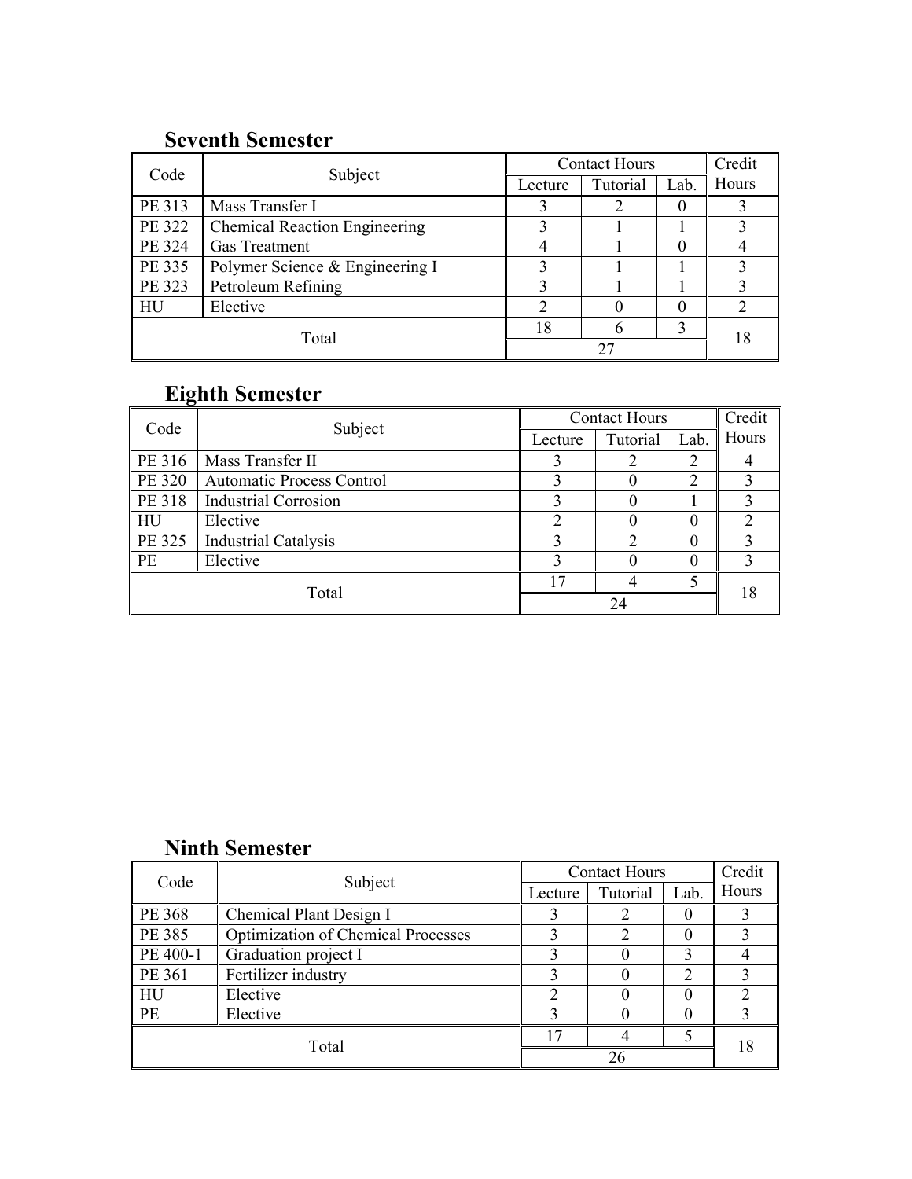## Seventh Semester

| Code | Subject | Contact Hours | | | Credit Hours |
|---|---|---|---|---|---|
| | | Lecture | Tutorial | Lab. | |
| PE 313 | Mass Transfer I | 3 | 2 | 0 | 3 |
| PE 322 | Chemical Reaction Engineering | 3 | 1 | 1 | 3 |
| PE 324 | Gas Treatment | 4 | 1 | 0 | 4 |
| PE 335 | Polymer Science & Engineering I | 3 | 1 | 1 | 3 |
| PE 323 | Petroleum Refining | 3 | 1 | 1 | 3 |
| HU | Elective | 2 | 0 | 0 | 2 |
| Total | | 18 | 6 | 3 | 18 |
| | | 27 | | | |

## Eighth Semester

| Code | Subject | Contact Hours | | | Credit Hours |
|---|---|---|---|---|---|
| | | Lecture | Tutorial | Lab. | |
| PE 316 | Mass Transfer II | 3 | 2 | 2 | 4 |
| PE 320 | Automatic Process Control | 3 | 0 | 2 | 3 |
| PE 318 | Industrial Corrosion | 3 | 0 | 1 | 3 |
| HU | Elective | 2 | 0 | 0 | 2 |
| PE 325 | Industrial Catalysis | 3 | 2 | 0 | 3 |
| PE | Elective | 3 | 0 | 0 | 3 |
| Total | | 17 | 4 | 5 | 18 |
| | | 24 | | | |

## Ninth Semester

| Code | Subject | Contact Hours | | | Credit Hours |
|---|---|---|---|---|---|
| | | Lecture | Tutorial | Lab. | |
| PE 368 | Chemical Plant Design I | 3 | 2 | 0 | 3 |
| PE 385 | Optimization of Chemical Processes | 3 | 2 | 0 | 3 |
| PE 400-1 | Graduation project I | 3 | 0 | 3 | 4 |
| PE 361 | Fertilizer industry | 3 | 0 | 2 | 3 |
| HU | Elective | 2 | 0 | 0 | 2 |
| PE | Elective | 3 | 0 | 0 | 3 |
| Total | | 17 | 4 | 5 | 18 |
| | | 26 | | | |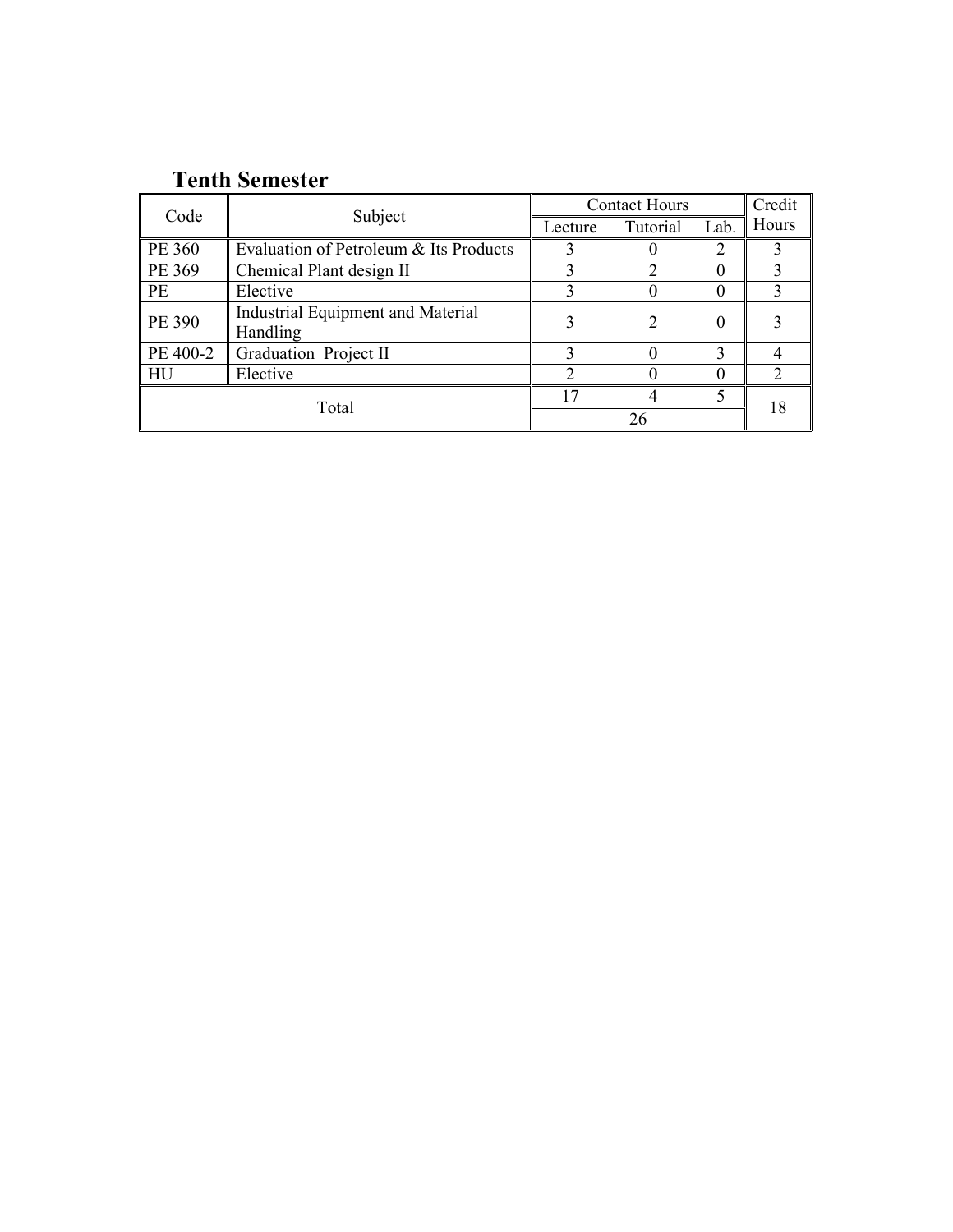## Tenth Semester

| Code | Subject | Contact Hours | | | Credit Hours |
|---|---|---|---|---|---|
| | | Lecture | Tutorial | Lab. | |
| PE 360 | Evaluation of Petroleum & Its Products | 3 | 0 | 2 | 3 |
| PE 369 | Chemical Plant design II | 3 | 2 | 0 | 3 |
| PE | Elective | 3 | 0 | 0 | 3 |
| PE 390 | Industrial Equipment and Material Handling | 3 | 2 | 0 | 3 |
| PE 400-2 | Graduation Project II | 3 | 0 | 3 | 4 |
| HU | Elective | 2 | 0 | 0 | 2 |
| Total | | 17 | 4 | 5 | 18 |
| | | 26 | | | |